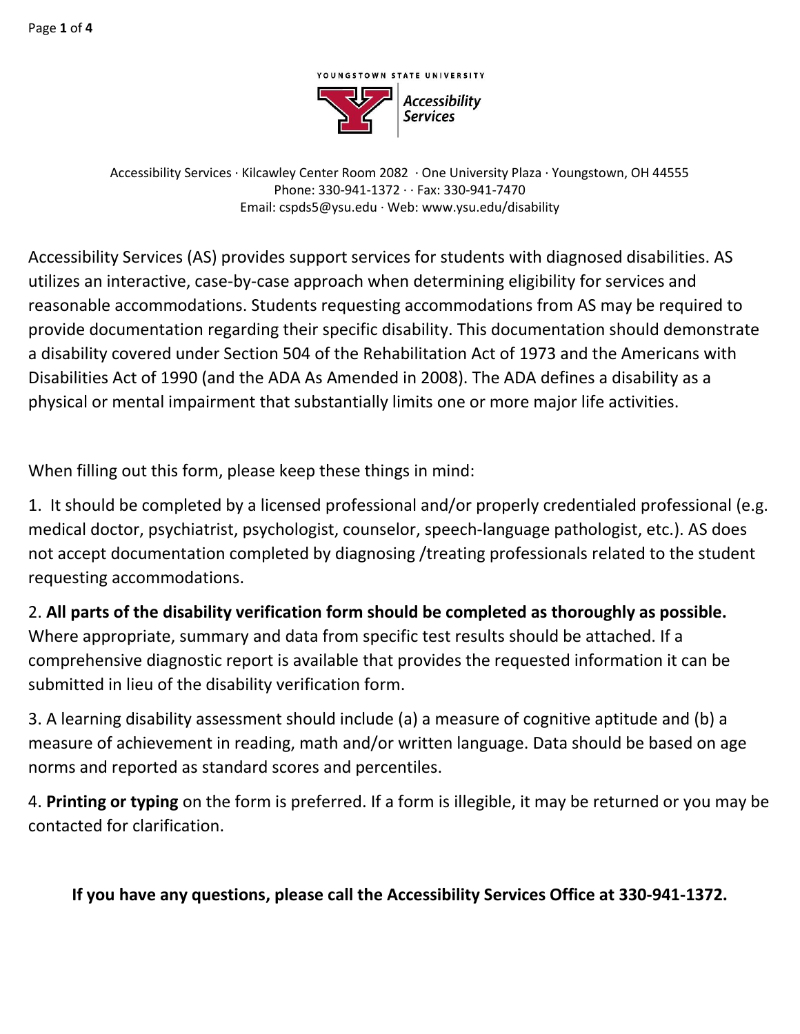YOUNGSTOWN STATE UNIVERSITY

**Accessibility Services**

Accessibility Services · Kilcawley Center Room 2082 · One University Plaza · Youngstown, OH 44555
Phone: 330-941-1372 · · Fax: 330-941-7470
Email: cspds5@ysu.edu · Web: www.ysu.edu/disability

Accessibility Services (AS) provides support services for students with diagnosed disabilities. AS utilizes an interactive, case-by-case approach when determining eligibility for services and reasonable accommodations. Students requesting accommodations from AS may be required to provide documentation regarding their specific disability. This documentation should demonstrate a disability covered under Section 504 of the Rehabilitation Act of 1973 and the Americans with Disabilities Act of 1990 (and the ADA As Amended in 2008). The ADA defines a disability as a physical or mental impairment that substantially limits one or more major life activities.

When filling out this form, please keep these things in mind:

1. It should be completed by a licensed professional and/or properly credentialed professional (e.g. medical doctor, psychiatrist, psychologist, counselor, speech-language pathologist, etc.). AS does not accept documentation completed by diagnosing /treating professionals related to the student requesting accommodations.

2. **All parts of the disability verification form should be completed as thoroughly as possible.** Where appropriate, summary and data from specific test results should be attached. If a comprehensive diagnostic report is available that provides the requested information it can be submitted in lieu of the disability verification form.

3. A learning disability assessment should include (a) a measure of cognitive aptitude and (b) a measure of achievement in reading, math and/or written language. Data should be based on age norms and reported as standard scores and percentiles.

4. **Printing or typing** on the form is preferred. If a form is illegible, it may be returned or you may be contacted for clarification.

**If you have any questions, please call the Accessibility Services Office at 330-941-1372.**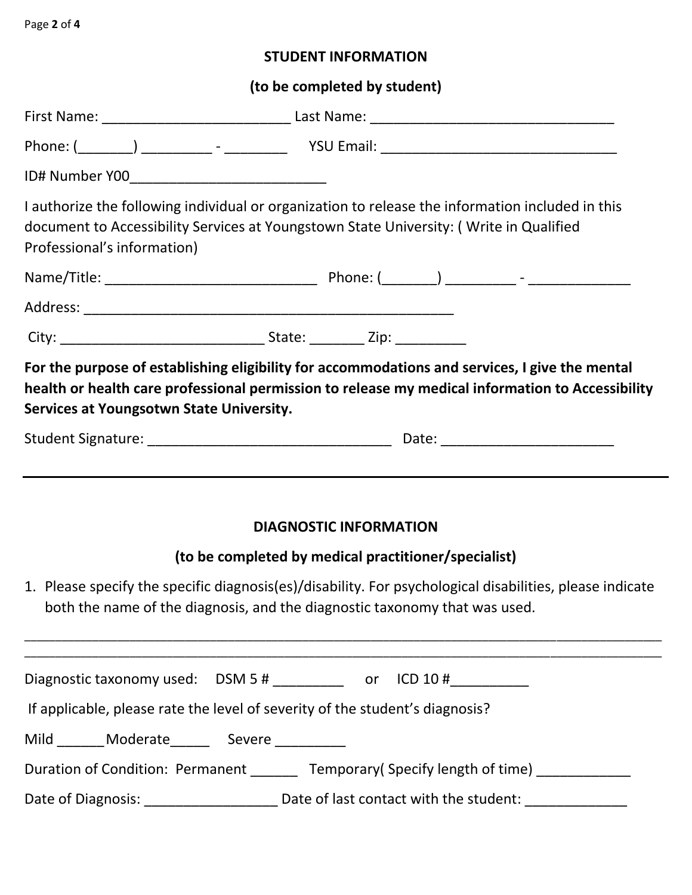## STUDENT INFORMATION

**(to be completed by student)**

First Name: ________________________ Last Name: _______________________________

Phone: (_______) _________ - ________ YSU Email: ______________________________

ID# Number Y00_________________________

I authorize the following individual or organization to release the information included in this document to Accessibility Services at Youngstown State University: ( Write in Qualified Professional's information)

Name/Title: ___________________________ Phone: (_______) _________ - _____________

Address: _________________________________________________

City: __________________________ State: _______ Zip: _________

**For the purpose of establishing eligibility for accommodations and services, I give the mental health or health care professional permission to release my medical information to Accessibility Services at Youngsotwn State University.**

Student Signature: _______________________________ Date: ______________________

---

## DIAGNOSTIC INFORMATION

**(to be completed by medical practitioner/specialist)**

1. Please specify the specific diagnosis(es)/disability. For psychological disabilities, please indicate both the name of the diagnosis, and the diagnostic taxonomy that was used.

_____________________________________________________________________________________

_____________________________________________________________________________________

Diagnostic taxonomy used: DSM 5 # _________ or ICD 10 #__________

If applicable, please rate the level of severity of the student's diagnosis?

Mild ______Moderate_____ Severe _________

Duration of Condition: Permanent ______ Temporary( Specify length of time) ____________

Date of Diagnosis: _________________ Date of last contact with the student: _____________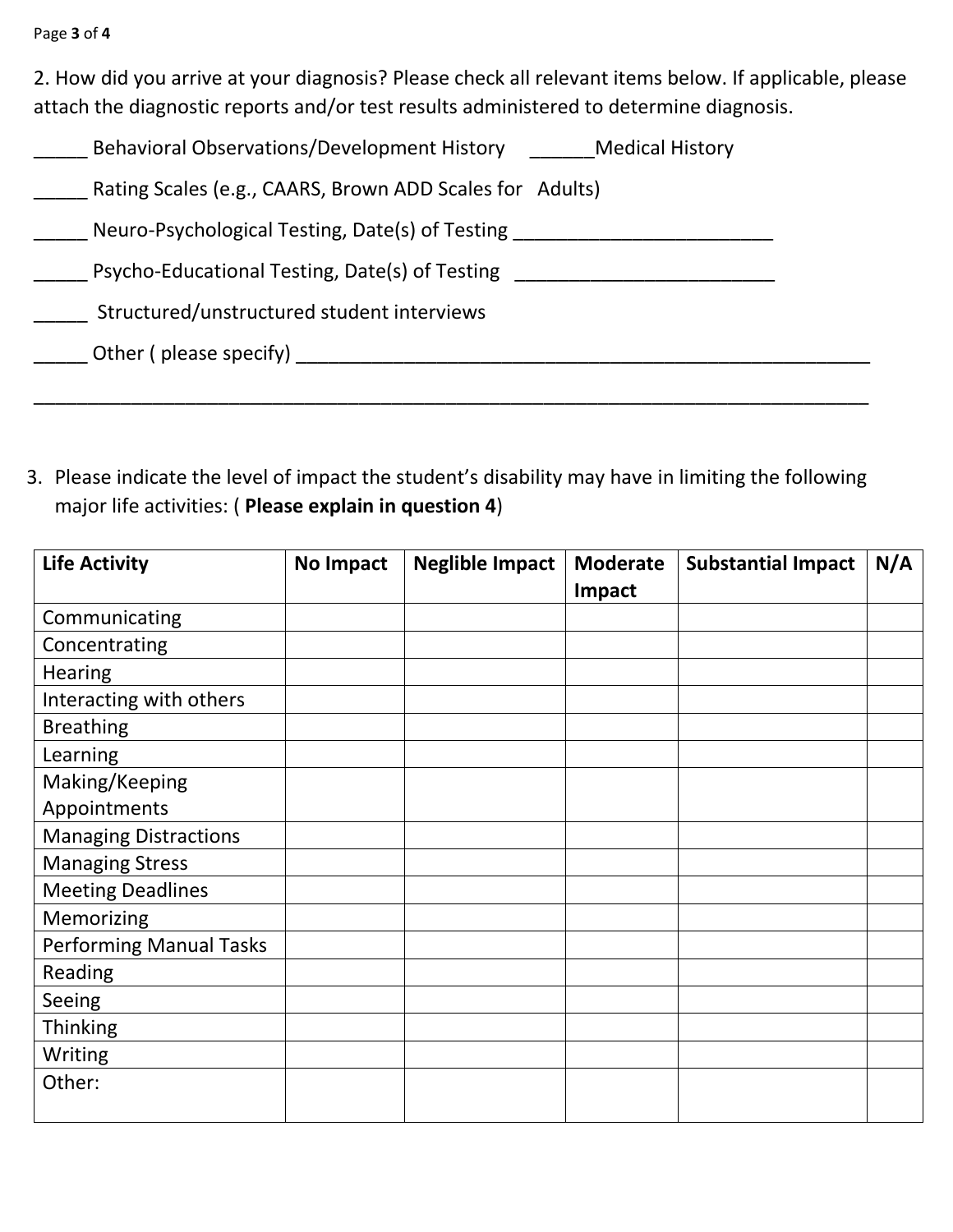2. How did you arrive at your diagnosis? Please check all relevant items below. If applicable, please attach the diagnostic reports and/or test results administered to determine diagnosis.

_____ Behavioral Observations/Development History ______Medical History

_____ Rating Scales (e.g., CAARS, Brown ADD Scales for Adults)

_____ Neuro-Psychological Testing, Date(s) of Testing ________________________

_____ Psycho-Educational Testing, Date(s) of Testing ________________________

_____ Structured/unstructured student interviews

_____ Other ( please specify) ______________________________________________________

_____________________________________________________________________________

3. Please indicate the level of impact the student's disability may have in limiting the following major life activities: ( **Please explain in question 4**)

| Life Activity | No Impact | Neglible Impact | Moderate Impact | Substantial Impact | N/A |
|---|---|---|---|---|---|
| Communicating | | | | | |
| Concentrating | | | | | |
| Hearing | | | | | |
| Interacting with others | | | | | |
| Breathing | | | | | |
| Learning | | | | | |
| Making/Keeping Appointments | | | | | |
| Managing Distractions | | | | | |
| Managing Stress | | | | | |
| Meeting Deadlines | | | | | |
| Memorizing | | | | | |
| Performing Manual Tasks | | | | | |
| Reading | | | | | |
| Seeing | | | | | |
| Thinking | | | | | |
| Writing | | | | | |
| Other: | | | | | |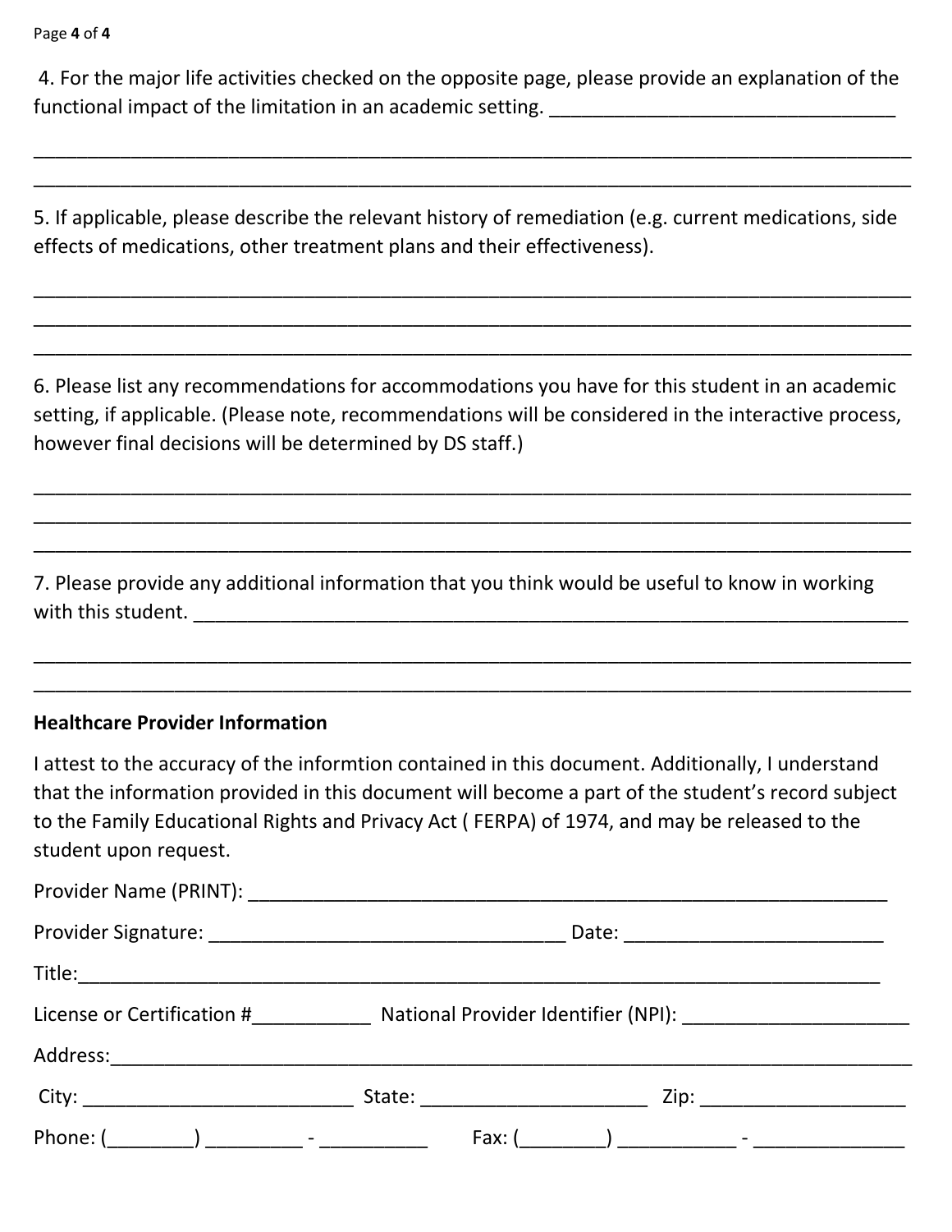4. For the major life activities checked on the opposite page, please provide an explanation of the functional impact of the limitation in an academic setting. _________________________________

_______________________________________________________________________________

_______________________________________________________________________________

5. If applicable, please describe the relevant history of remediation (e.g. current medications, side effects of medications, other treatment plans and their effectiveness).

_______________________________________________________________________________

_______________________________________________________________________________

_______________________________________________________________________________

6. Please list any recommendations for accommodations you have for this student in an academic setting, if applicable. (Please note, recommendations will be considered in the interactive process, however final decisions will be determined by DS staff.)

_______________________________________________________________________________

_______________________________________________________________________________

_______________________________________________________________________________

7. Please provide any additional information that you think would be useful to know in working with this student. ____________________________________________________________________

_______________________________________________________________________________

_______________________________________________________________________________

**Healthcare Provider Information**

I attest to the accuracy of the informtion contained in this document. Additionally, I understand that the information provided in this document will become a part of the student's record subject to the Family Educational Rights and Privacy Act ( FERPA) of 1974, and may be released to the student upon request.

Provider Name (PRINT): ____________________________________________________________

Provider Signature: _________________________________ Date: ________________________

Title:_____________________________________________________________________________

License or Certification #___________ National Provider Identifier (NPI): _____________________

Address:___________________________________________________________________________

City: __________________________ State: ______________________ Zip: ____________________

Phone: (________) _________ - __________ Fax: (________) ___________ - _______________